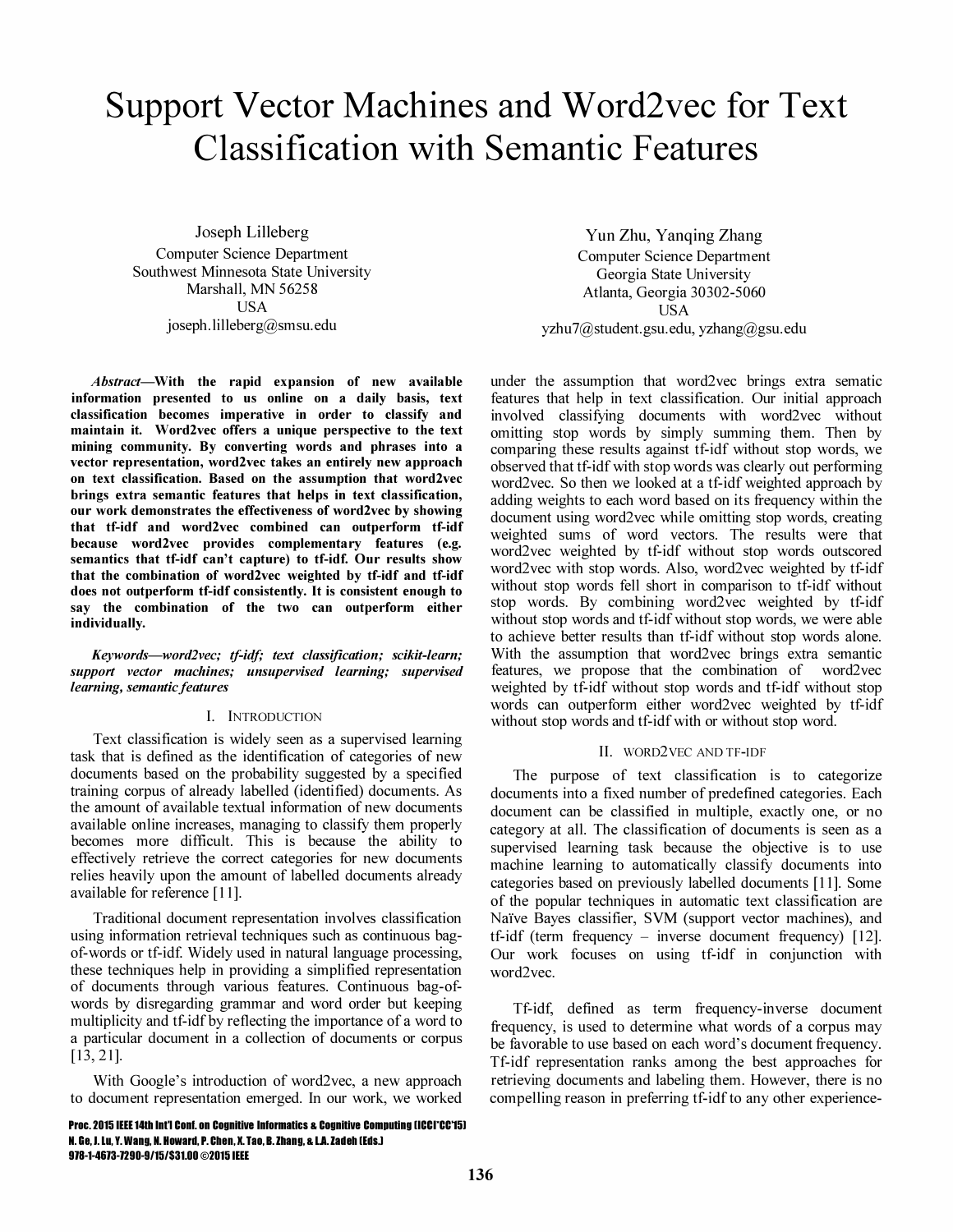# Support Vector Machines and Word2vec for Text Classification with Semantic Features

Joseph Lilleberg
Computer Science Department
Southwest Minnesota State University
Marshall, MN 56258
USA
joseph.lilleberg@smsu.edu

Yun Zhu, Yanqing Zhang
Computer Science Department
Georgia State University
Atlanta, Georgia 30302-5060
USA
yzhu7@student.gsu.edu, yzhang@gsu.edu

***Abstract*—With the rapid expansion of new available information presented to us online on a daily basis, text classification becomes imperative in order to classify and maintain it. Word2vec offers a unique perspective to the text mining community. By converting words and phrases into a vector representation, word2vec takes an entirely new approach on text classification. Based on the assumption that word2vec brings extra semantic features that helps in text classification, our work demonstrates the effectiveness of word2vec by showing that tf-idf and word2vec combined can outperform tf-idf because word2vec provides complementary features (e.g. semantics that tf-idf can't capture) to tf-idf. Our results show that the combination of word2vec weighted by tf-idf and tf-idf does not outperform tf-idf consistently. It is consistent enough to say the combination of the two can outperform either individually.**

***Keywords*—*word2vec; tf-idf; text classification; scikit-learn; support vector machines; unsupervised learning; supervised learning, semantic features***

## I. Introduction

Text classification is widely seen as a supervised learning task that is defined as the identification of categories of new documents based on the probability suggested by a specified training corpus of already labelled (identified) documents. As the amount of available textual information of new documents available online increases, managing to classify them properly becomes more difficult. This is because the ability to effectively retrieve the correct categories for new documents relies heavily upon the amount of labelled documents already available for reference [11].

Traditional document representation involves classification using information retrieval techniques such as continuous bag-of-words or tf-idf. Widely used in natural language processing, these techniques help in providing a simplified representation of documents through various features. Continuous bag-of-words by disregarding grammar and word order but keeping multiplicity and tf-idf by reflecting the importance of a word to a particular document in a collection of documents or corpus [13, 21].

With Google's introduction of word2vec, a new approach to document representation emerged. In our work, we worked under the assumption that word2vec brings extra sematic features that help in text classification. Our initial approach involved classifying documents with word2vec without omitting stop words by simply summing them. Then by comparing these results against tf-idf without stop words, we observed that tf-idf with stop words was clearly out performing word2vec. So then we looked at a tf-idf weighted approach by adding weights to each word based on its frequency within the document using word2vec while omitting stop words, creating weighted sums of word vectors. The results were that word2vec weighted by tf-idf without stop words outscored word2vec with stop words. Also, word2vec weighted by tf-idf without stop words fell short in comparison to tf-idf without stop words. By combining word2vec weighted by tf-idf without stop words and tf-idf without stop words, we were able to achieve better results than tf-idf without stop words alone. With the assumption that word2vec brings extra semantic features, we propose that the combination of word2vec weighted by tf-idf without stop words and tf-idf without stop words can outperform either word2vec weighted by tf-idf without stop words and tf-idf with or without stop word.

## II. Word2vec and tf-idf

The purpose of text classification is to categorize documents into a fixed number of predefined categories. Each document can be classified in multiple, exactly one, or no category at all. The classification of documents is seen as a supervised learning task because the objective is to use machine learning to automatically classify documents into categories based on previously labelled documents [11]. Some of the popular techniques in automatic text classification are Naïve Bayes classifier, SVM (support vector machines), and tf-idf (term frequency – inverse document frequency) [12]. Our work focuses on using tf-idf in conjunction with word2vec.

Tf-idf, defined as term frequency-inverse document frequency, is used to determine what words of a corpus may be favorable to use based on each word's document frequency. Tf-idf representation ranks among the best approaches for retrieving documents and labeling them. However, there is no compelling reason in preferring tf-idf to any other experience-

Proc. 2015 IEEE 14th Int'l Conf. on Cognitive Informatics & Cognitive Computing (ICCI*CC'15)
N. Ge, J. Lu, Y. Wang, N. Howard, P. Chen, X. Tao, B. Zhang, & L.A. Zadeh (Eds.)
978-1-4673-7290-9/15/$31.00 ©2015 IEEE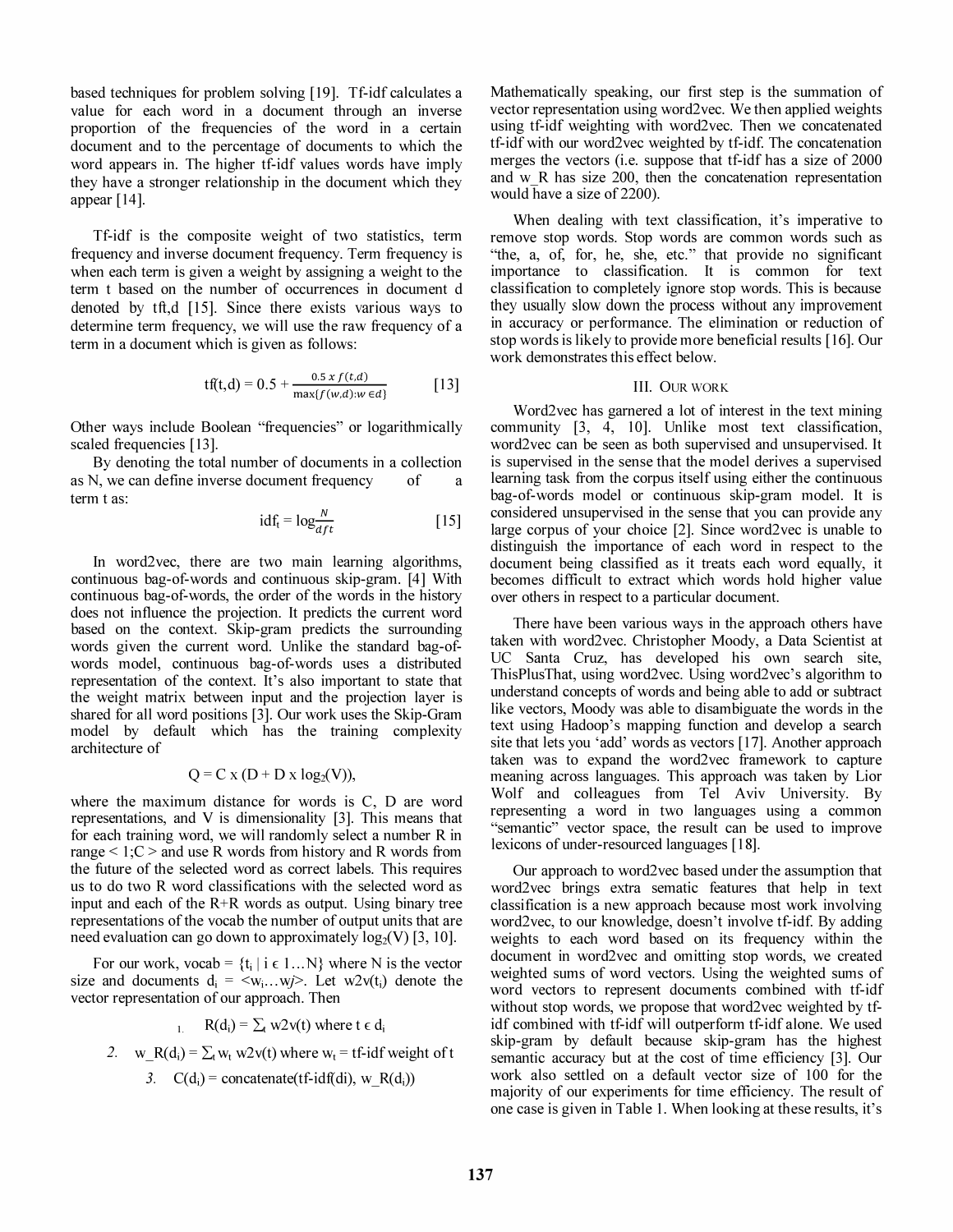based techniques for problem solving [19]. Tf-idf calculates a value for each word in a document through an inverse proportion of the frequencies of the word in a certain document and to the percentage of documents to which the word appears in. The higher tf-idf values words have imply they have a stronger relationship in the document which they appear [14].

Tf-idf is the composite weight of two statistics, term frequency and inverse document frequency. Term frequency is when each term is given a weight by assigning a weight to the term t based on the number of occurrences in document d denoted by tft,d [15]. Since there exists various ways to determine term frequency, we will use the raw frequency of a term in a document which is given as follows:

$$\mathrm{tf}(t,d) = 0.5 + \frac{0.5 \times f(t,d)}{\max\{f(w,d): w \in d\}} \qquad [13]$$

Other ways include Boolean "frequencies" or logarithmically scaled frequencies [13].

By denoting the total number of documents in a collection as N, we can define inverse document frequency of a term t as:

$$\mathrm{idf}_t = \log \frac{N}{df t} \qquad [15]$$

In word2vec, there are two main learning algorithms, continuous bag-of-words and continuous skip-gram. [4] With continuous bag-of-words, the order of the words in the history does not influence the projection. It predicts the current word based on the context. Skip-gram predicts the surrounding words given the current word. Unlike the standard bag-of-words model, continuous bag-of-words uses a distributed representation of the context. It's also important to state that the weight matrix between input and the projection layer is shared for all word positions [3]. Our work uses the Skip-Gram model by default which has the training complexity architecture of

$$Q = C \times (D + D \times \log_2(V)),$$

where the maximum distance for words is C, D are word representations, and V is dimensionality [3]. This means that for each training word, we will randomly select a number R in range < 1;C > and use R words from history and R words from the future of the selected word as correct labels. This requires us to do two R word classifications with the selected word as input and each of the R+R words as output. Using binary tree representations of the vocab the number of output units that are need evaluation can go down to approximately $\log_2(V)$ [3, 10].

For our work, vocab = $\{t_i \mid i \in 1 \ldots N\}$ where N is the vector size and documents $d_i = <w_i \ldots wj>$. Let $w2v(t_i)$ denote the vector representation of our approach. Then

1. $R(d_i) = \sum_t w2v(t)$ where $t \in d_i$
2. $w\_R(d_i) = \sum_t w_t\, w2v(t)$ where $w_t$ = tf-idf weight of t
3. $C(d_i)$ = concatenate(tf-idf(di), $w\_R(d_i)$)

Mathematically speaking, our first step is the summation of vector representation using word2vec. We then applied weights using tf-idf weighting with word2vec. Then we concatenated tf-idf with our word2vec weighted by tf-idf. The concatenation merges the vectors (i.e. suppose that tf-idf has a size of 2000 and w_R has size 200, then the concatenation representation would have a size of 2200).

When dealing with text classification, it's imperative to remove stop words. Stop words are common words such as "the, a, of, for, he, she, etc." that provide no significant importance to classification. It is common for text classification to completely ignore stop words. This is because they usually slow down the process without any improvement in accuracy or performance. The elimination or reduction of stop words is likely to provide more beneficial results [16]. Our work demonstrates this effect below.

## III. Our Work

Word2vec has garnered a lot of interest in the text mining community [3, 4, 10]. Unlike most text classification, word2vec can be seen as both supervised and unsupervised. It is supervised in the sense that the model derives a supervised learning task from the corpus itself using either the continuous bag-of-words model or continuous skip-gram model. It is considered unsupervised in the sense that you can provide any large corpus of your choice [2]. Since word2vec is unable to distinguish the importance of each word in respect to the document being classified as it treats each word equally, it becomes difficult to extract which words hold higher value over others in respect to a particular document.

There have been various ways in the approach others have taken with word2vec. Christopher Moody, a Data Scientist at UC Santa Cruz, has developed his own search site, ThisPlusThat, using word2vec. Using word2vec's algorithm to understand concepts of words and being able to add or subtract like vectors, Moody was able to disambiguate the words in the text using Hadoop's mapping function and develop a search site that lets you 'add' words as vectors [17]. Another approach taken was to expand the word2vec framework to capture meaning across languages. This approach was taken by Lior Wolf and colleagues from Tel Aviv University. By representing a word in two languages using a common "semantic" vector space, the result can be used to improve lexicons of under-resourced languages [18].

Our approach to word2vec based under the assumption that word2vec brings extra sematic features that help in text classification is a new approach because most work involving word2vec, to our knowledge, doesn't involve tf-idf. By adding weights to each word based on its frequency within the document in word2vec and omitting stop words, we created weighted sums of word vectors. Using the weighted sums of word vectors to represent documents combined with tf-idf without stop words, we propose that word2vec weighted by tf-idf combined with tf-idf will outperform tf-idf alone. We used skip-gram by default because skip-gram has the highest semantic accuracy but at the cost of time efficiency [3]. Our work also settled on a default vector size of 100 for the majority of our experiments for time efficiency. The result of one case is given in Table 1. When looking at these results, it's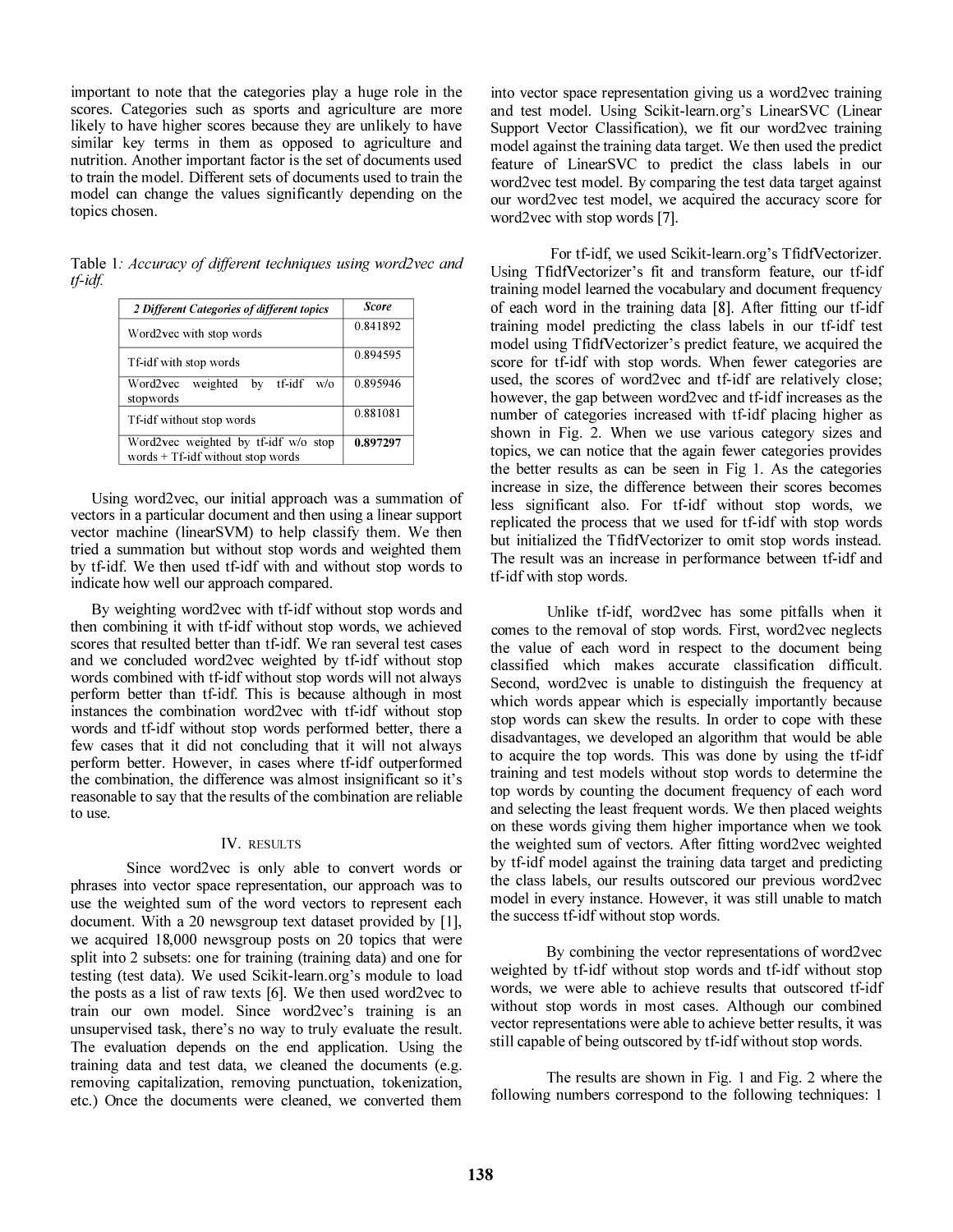important to note that the categories play a huge role in the scores. Categories such as sports and agriculture are more likely to have higher scores because they are unlikely to have similar key terms in them as opposed to agriculture and nutrition. Another important factor is the set of documents used to train the model. Different sets of documents used to train the model can change the values significantly depending on the topics chosen.

Table 1*: Accuracy of different techniques using word2vec and tf-idf.*

| *2 Different Categories of different topics* | *Score* |
|---|---|
| Word2vec with stop words | 0.841892 |
| Tf-idf with stop words | 0.894595 |
| Word2vec weighted by tf-idf w/o stopwords | 0.895946 |
| Tf-idf without stop words | 0.881081 |
| Word2vec weighted by tf-idf w/o stop words + Tf-idf without stop words | **0.897297** |

Using word2vec, our initial approach was a summation of vectors in a particular document and then using a linear support vector machine (linearSVM) to help classify them. We then tried a summation but without stop words and weighted them by tf-idf. We then used tf-idf with and without stop words to indicate how well our approach compared.

By weighting word2vec with tf-idf without stop words and then combining it with tf-idf without stop words, we achieved scores that resulted better than tf-idf. We ran several test cases and we concluded word2vec weighted by tf-idf without stop words combined with tf-idf without stop words will not always perform better than tf-idf. This is because although in most instances the combination word2vec with tf-idf without stop words and tf-idf without stop words performed better, there a few cases that it did not concluding that it will not always perform better. However, in cases where tf-idf outperformed the combination, the difference was almost insignificant so it's reasonable to say that the results of the combination are reliable to use.

## IV. RESULTS

Since word2vec is only able to convert words or phrases into vector space representation, our approach was to use the weighted sum of the word vectors to represent each document. With a 20 newsgroup text dataset provided by [1], we acquired 18,000 newsgroup posts on 20 topics that were split into 2 subsets: one for training (training data) and one for testing (test data). We used Scikit-learn.org's module to load the posts as a list of raw texts [6]. We then used word2vec to train our own model. Since word2vec's training is an unsupervised task, there's no way to truly evaluate the result. The evaluation depends on the end application. Using the training data and test data, we cleaned the documents (e.g. removing capitalization, removing punctuation, tokenization, etc.) Once the documents were cleaned, we converted them into vector space representation giving us a word2vec training and test model. Using Scikit-learn.org's LinearSVC (Linear Support Vector Classification), we fit our word2vec training model against the training data target. We then used the predict feature of LinearSVC to predict the class labels in our word2vec test model. By comparing the test data target against our word2vec test model, we acquired the accuracy score for word2vec with stop words [7].

For tf-idf, we used Scikit-learn.org's TfidfVectorizer. Using TfidfVectorizer's fit and transform feature, our tf-idf training model learned the vocabulary and document frequency of each word in the training data [8]. After fitting our tf-idf training model predicting the class labels in our tf-idf test model using TfidfVectorizer's predict feature, we acquired the score for tf-idf with stop words. When fewer categories are used, the scores of word2vec and tf-idf are relatively close; however, the gap between word2vec and tf-idf increases as the number of categories increased with tf-idf placing higher as shown in Fig. 2. When we use various category sizes and topics, we can notice that the again fewer categories provides the better results as can be seen in Fig 1. As the categories increase in size, the difference between their scores becomes less significant also. For tf-idf without stop words, we replicated the process that we used for tf-idf with stop words but initialized the TfidfVectorizer to omit stop words instead. The result was an increase in performance between tf-idf and tf-idf with stop words.

Unlike tf-idf, word2vec has some pitfalls when it comes to the removal of stop words. First, word2vec neglects the value of each word in respect to the document being classified which makes accurate classification difficult. Second, word2vec is unable to distinguish the frequency at which words appear which is especially importantly because stop words can skew the results. In order to cope with these disadvantages, we developed an algorithm that would be able to acquire the top words. This was done by using the tf-idf training and test models without stop words to determine the top words by counting the document frequency of each word and selecting the least frequent words. We then placed weights on these words giving them higher importance when we took the weighted sum of vectors. After fitting word2vec weighted by tf-idf model against the training data target and predicting the class labels, our results outscored our previous word2vec model in every instance. However, it was still unable to match the success tf-idf without stop words.

By combining the vector representations of word2vec weighted by tf-idf without stop words and tf-idf without stop words, we were able to achieve results that outscored tf-idf without stop words in most cases. Although our combined vector representations were able to achieve better results, it was still capable of being outscored by tf-idf without stop words.

The results are shown in Fig. 1 and Fig. 2 where the following numbers correspond to the following techniques: 1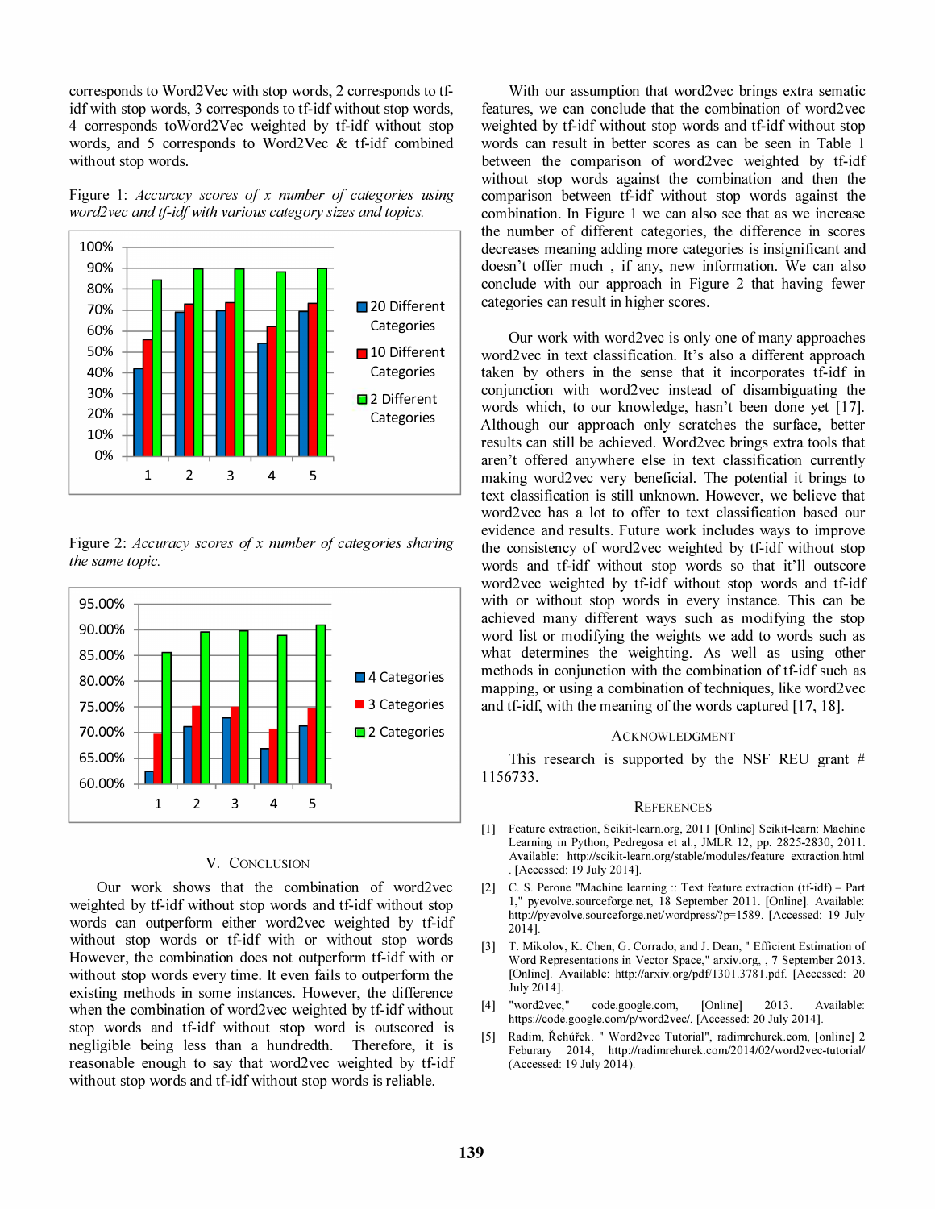corresponds to Word2Vec with stop words, 2 corresponds to tf-idf with stop words, 3 corresponds to tf-idf without stop words, 4 corresponds toWord2Vec weighted by tf-idf without stop words, and 5 corresponds to Word2Vec & tf-idf combined without stop words.

Figure 1: *Accuracy scores of x number of categories using word2vec and tf-idf with various category sizes and topics.*

Figure 2: *Accuracy scores of x number of categories sharing the same topic.*

## V. Conclusion

Our work shows that the combination of word2vec weighted by tf-idf without stop words and tf-idf without stop words can outperform either word2vec weighted by tf-idf without stop words or tf-idf with or without stop words However, the combination does not outperform tf-idf with or without stop words every time. It even fails to outperform the existing methods in some instances. However, the difference when the combination of word2vec weighted by tf-idf without stop words and tf-idf without stop word is outscored is negligible being less than a hundredth. Therefore, it is reasonable enough to say that word2vec weighted by tf-idf without stop words and tf-idf without stop words is reliable.

With our assumption that word2vec brings extra sematic features, we can conclude that the combination of word2vec weighted by tf-idf without stop words and tf-idf without stop words can result in better scores as can be seen in Table 1 between the comparison of word2vec weighted by tf-idf without stop words against the combination and then the comparison between tf-idf without stop words against the combination. In Figure 1 we can also see that as we increase the number of different categories, the difference in scores decreases meaning adding more categories is insignificant and doesn't offer much , if any, new information. We can also conclude with our approach in Figure 2 that having fewer categories can result in higher scores.

Our work with word2vec is only one of many approaches word2vec in text classification. It's also a different approach taken by others in the sense that it incorporates tf-idf in conjunction with word2vec instead of disambiguating the words which, to our knowledge, hasn't been done yet [17]. Although our approach only scratches the surface, better results can still be achieved. Word2vec brings extra tools that aren't offered anywhere else in text classification currently making word2vec very beneficial. The potential it brings to text classification is still unknown. However, we believe that word2vec has a lot to offer to text classification based our evidence and results. Future work includes ways to improve the consistency of word2vec weighted by tf-idf without stop words and tf-idf without stop words so that it'll outscore word2vec weighted by tf-idf without stop words and tf-idf with or without stop words in every instance. This can be achieved many different ways such as modifying the stop word list or modifying the weights we add to words such as what determines the weighting. As well as using other methods in conjunction with the combination of tf-idf such as mapping, or using a combination of techniques, like word2vec and tf-idf, with the meaning of the words captured [17, 18].

## Acknowledgment

This research is supported by the NSF REU grant # 1156733.

## References

[1] Feature extraction, Scikit-learn.org, 2011 [Online] Scikit-learn: Machine Learning in Python, Pedregosa et al., JMLR 12, pp. 2825-2830, 2011. Available: http://scikit-learn.org/stable/modules/feature_extraction.html . [Accessed: 19 July 2014].

[2] C. S. Perone "Machine learning :: Text feature extraction (tf-idf) – Part 1," pyevolve.sourceforge.net, 18 September 2011. [Online]. Available: http://pyevolve.sourceforge.net/wordpress/?p=1589. [Accessed: 19 July 2014].

[3] T. Mikolov, K. Chen, G. Corrado, and J. Dean, " Efficient Estimation of Word Representations in Vector Space," arxiv.org, , 7 September 2013. [Online]. Available: http://arxiv.org/pdf/1301.3781.pdf. [Accessed: 20 July 2014].

[4] "word2vec," code.google.com, [Online] 2013. Available: https://code.google.com/p/word2vec/. [Accessed: 20 July 2014].

[5] Radim, Řehůřek. " Word2vec Tutorial", radimrehurek.com, [online] 2 Feburary 2014, http://radimrehurek.com/2014/02/word2vec-tutorial/ (Accessed: 19 July 2014).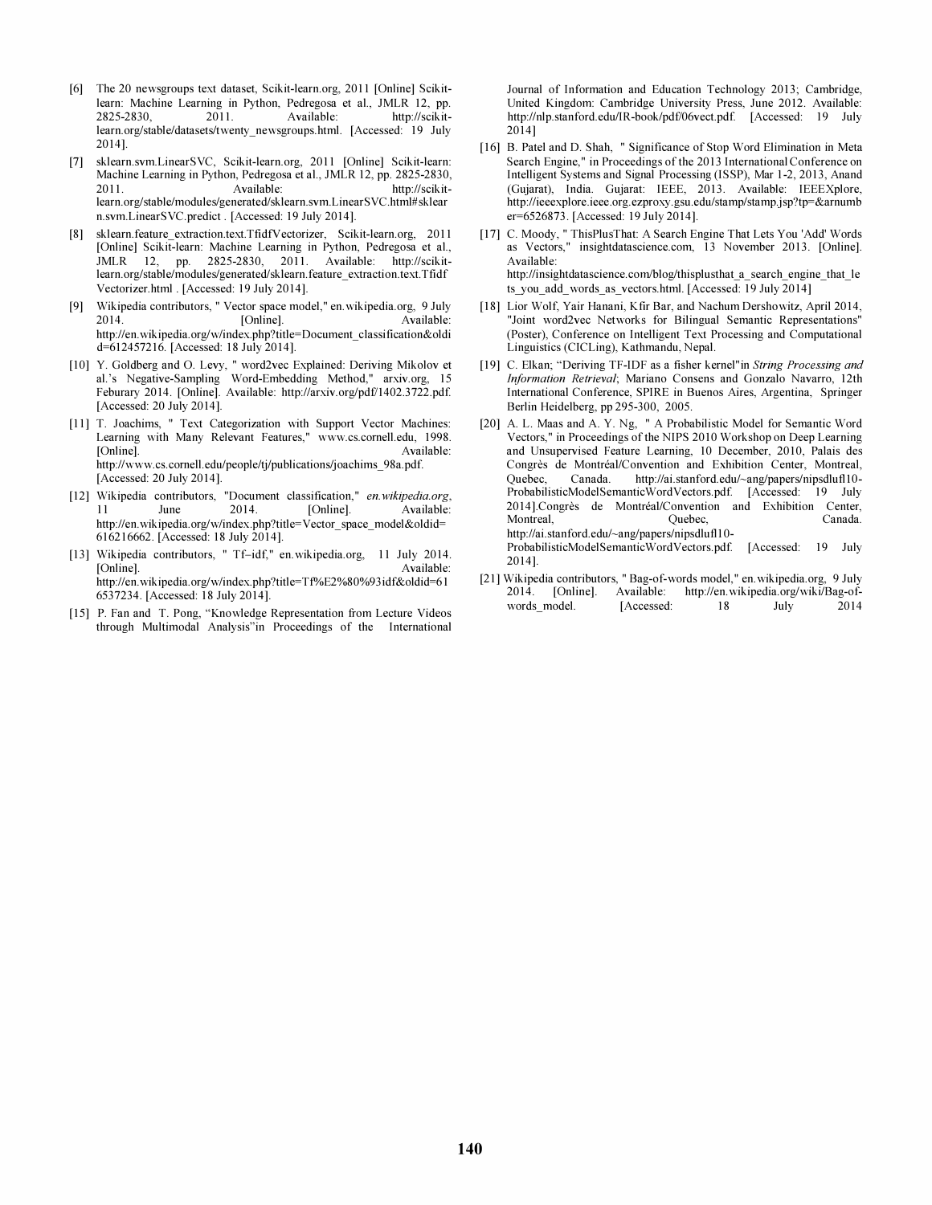[6] The 20 newsgroups text dataset, Scikit-learn.org, 2011 [Online] Scikit-learn: Machine Learning in Python, Pedregosa et al., JMLR 12, pp. 2825-2830, 2011. Available: http://scikit-learn.org/stable/datasets/twenty_newsgroups.html. [Accessed: 19 July 2014].

[7] sklearn.svm.LinearSVC, Scikit-learn.org, 2011 [Online] Scikit-learn: Machine Learning in Python, Pedregosa et al., JMLR 12, pp. 2825-2830, 2011. Available: http://scikit-learn.org/stable/modules/generated/sklearn.svm.LinearSVC.html#sklearn.svm.LinearSVC.predict . [Accessed: 19 July 2014].

[8] sklearn.feature_extraction.text.TfidfVectorizer, Scikit-learn.org, 2011 [Online] Scikit-learn: Machine Learning in Python, Pedregosa et al., JMLR 12, pp. 2825-2830, 2011. Available: http://scikit-learn.org/stable/modules/generated/sklearn.feature_extraction.text.TfidfVectorizer.html . [Accessed: 19 July 2014].

[9] Wikipedia contributors, " Vector space model," en.wikipedia.org, 9 July 2014. [Online]. Available: http://en.wikipedia.org/w/index.php?title=Document_classification&oldid=612457216. [Accessed: 18 July 2014].

[10] Y. Goldberg and O. Levy, " word2vec Explained: Deriving Mikolov et al.'s Negative-Sampling Word-Embedding Method," arxiv.org, 15 Feburary 2014. [Online]. Available: http://arxiv.org/pdf/1402.3722.pdf. [Accessed: 20 July 2014].

[11] T. Joachims, " Text Categorization with Support Vector Machines: Learning with Many Relevant Features," www.cs.cornell.edu, 1998. [Online]. Available: http://www.cs.cornell.edu/people/tj/publications/joachims_98a.pdf. [Accessed: 20 July 2014].

[12] Wikipedia contributors, "Document classification," *en.wikipedia.org*, 11 June 2014. [Online]. Available: http://en.wikipedia.org/w/index.php?title=Vector_space_model&oldid=616216662. [Accessed: 18 July 2014].

[13] Wikipedia contributors, " Tf–idf," en.wikipedia.org, 11 July 2014. [Online]. Available: http://en.wikipedia.org/w/index.php?title=Tf%E2%80%93idf&oldid=616537234. [Accessed: 18 July 2014].

[15] P. Fan and T. Pong, "Knowledge Representation from Lecture Videos through Multimodal Analysis"in Proceedings of the International Journal of Information and Education Technology 2013; Cambridge, United Kingdom: Cambridge University Press, June 2012. Available: http://nlp.stanford.edu/IR-book/pdf/06vect.pdf. [Accessed: 19 July 2014]

[16] B. Patel and D. Shah, " Significance of Stop Word Elimination in Meta Search Engine," in Proceedings of the 2013 International Conference on Intelligent Systems and Signal Processing (ISSP), Mar 1-2, 2013, Anand (Gujarat), India. Gujarat: IEEE, 2013. Available: IEEEXplore, http://ieeexplore.ieee.org.ezproxy.gsu.edu/stamp/stamp.jsp?tp=&arnumber=6526873. [Accessed: 19 July 2014].

[17] C. Moody, " ThisPlusThat: A Search Engine That Lets You 'Add' Words as Vectors," insightdatascience.com, 13 November 2013. [Online]. Available: http://insightdatascience.com/blog/thisplusthat_a_search_engine_that_lets_you_add_words_as_vectors.html. [Accessed: 19 July 2014]

[18] Lior Wolf, Yair Hanani, Kfir Bar, and Nachum Dershowitz, April 2014, "Joint word2vec Networks for Bilingual Semantic Representations" (Poster), Conference on Intelligent Text Processing and Computational Linguistics (CICLing), Kathmandu, Nepal.

[19] C. Elkan; "Deriving TF-IDF as a fisher kernel"in *String Processing and Information Retrieval*; Mariano Consens and Gonzalo Navarro, 12th International Conference, SPIRE in Buenos Aires, Argentina, Springer Berlin Heidelberg, pp 295-300, 2005.

[20] A. L. Maas and A. Y. Ng, " A Probabilistic Model for Semantic Word Vectors," in Proceedings of the NIPS 2010 Workshop on Deep Learning and Unsupervised Feature Learning, 10 December, 2010, Palais des Congrès de Montréal/Convention and Exhibition Center, Montreal, Quebec, Canada. http://ai.stanford.edu/~ang/papers/nipsdlufl10-ProbabilisticModelSemanticWordVectors.pdf. [Accessed: 19 July 2014].Congrès de Montréal/Convention and Exhibition Center, Montreal, Quebec, Canada. http://ai.stanford.edu/~ang/papers/nipsdlufl10-ProbabilisticModelSemanticWordVectors.pdf. [Accessed: 19 July 2014].

[21] Wikipedia contributors, " Bag-of-words model," en.wikipedia.org, 9 July 2014. [Online]. Available: http://en.wikipedia.org/wiki/Bag-of-words_model. [Accessed: 18 July 2014